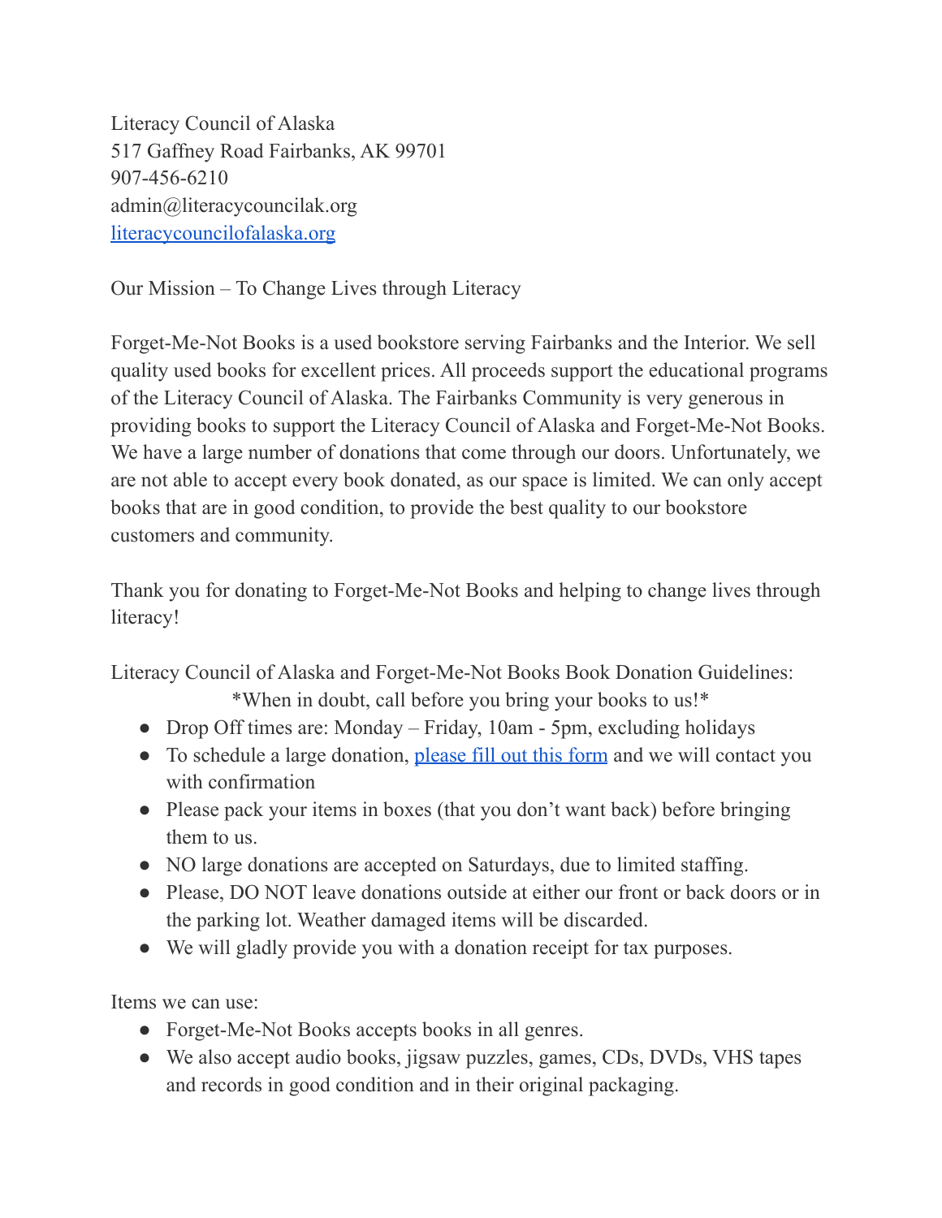Literacy Council of Alaska
517 Gaffney Road Fairbanks, AK 99701
907-456-6210
admin@literacycouncilak.org
[literacycouncilofalaska.org](literacycouncilofalaska.org)

Our Mission – To Change Lives through Literacy

Forget-Me-Not Books is a used bookstore serving Fairbanks and the Interior. We sell quality used books for excellent prices. All proceeds support the educational programs of the Literacy Council of Alaska. The Fairbanks Community is very generous in providing books to support the Literacy Council of Alaska and Forget-Me-Not Books. We have a large number of donations that come through our doors. Unfortunately, we are not able to accept every book donated, as our space is limited. We can only accept books that are in good condition, to provide the best quality to our bookstore customers and community.

Thank you for donating to Forget-Me-Not Books and helping to change lives through literacy!

Literacy Council of Alaska and Forget-Me-Not Books Book Donation Guidelines:

*When in doubt, call before you bring your books to us!*

- Drop Off times are: Monday – Friday, 10am - 5pm, excluding holidays
- To schedule a large donation, please fill out this form and we will contact you with confirmation
- Please pack your items in boxes (that you don't want back) before bringing them to us.
- NO large donations are accepted on Saturdays, due to limited staffing.
- Please, DO NOT leave donations outside at either our front or back doors or in the parking lot. Weather damaged items will be discarded.
- We will gladly provide you with a donation receipt for tax purposes.

Items we can use:

- Forget-Me-Not Books accepts books in all genres.
- We also accept audio books, jigsaw puzzles, games, CDs, DVDs, VHS tapes and records in good condition and in their original packaging.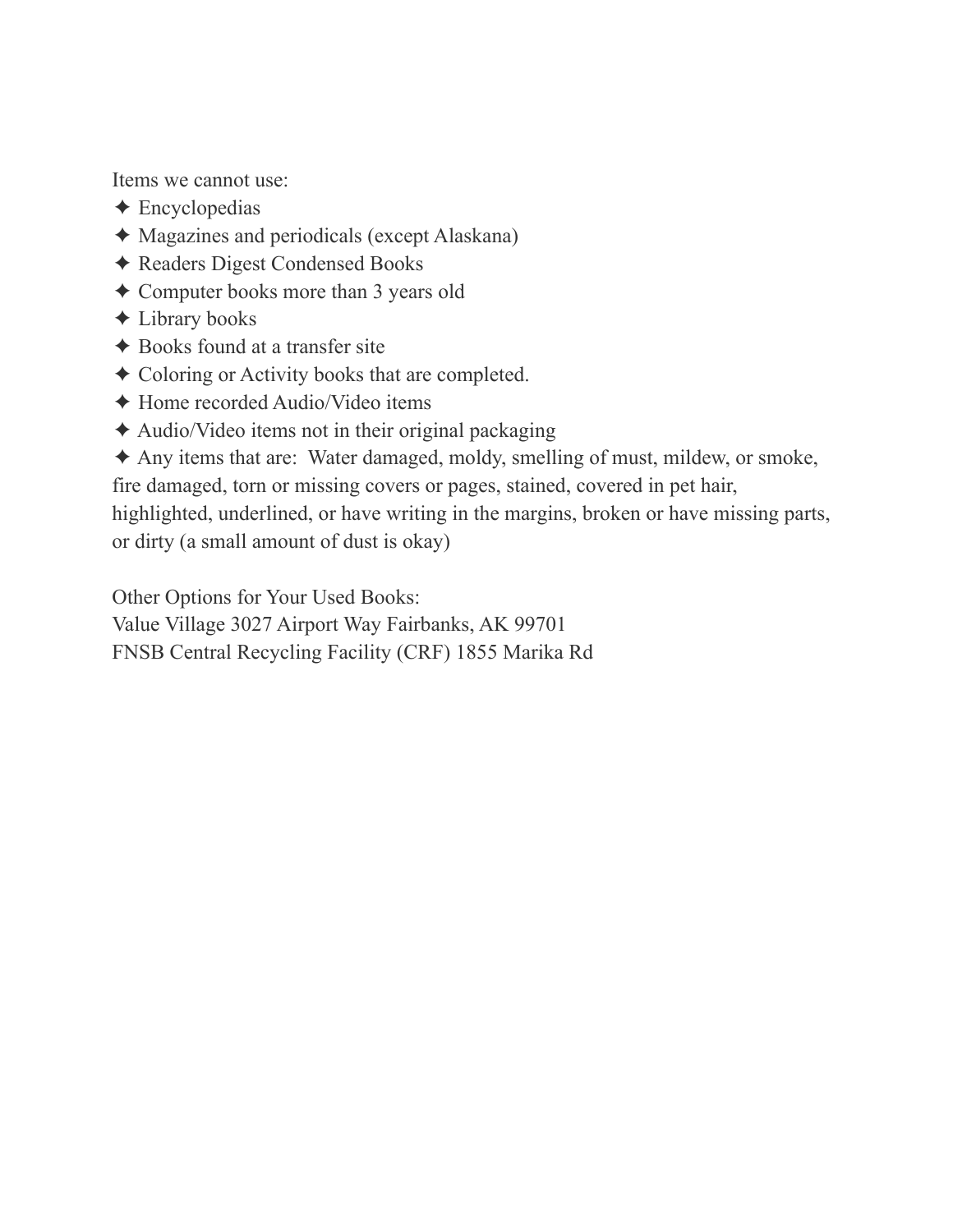Items we cannot use:

- ✦ Encyclopedias
- ✦ Magazines and periodicals (except Alaskana)
- ✦ Readers Digest Condensed Books
- ✦ Computer books more than 3 years old
- ✦ Library books
- ✦ Books found at a transfer site
- ✦ Coloring or Activity books that are completed.
- ✦ Home recorded Audio/Video items
- ✦ Audio/Video items not in their original packaging
- ✦ Any items that are: Water damaged, moldy, smelling of must, mildew, or smoke, fire damaged, torn or missing covers or pages, stained, covered in pet hair, highlighted, underlined, or have writing in the margins, broken or have missing parts, or dirty (a small amount of dust is okay)

Other Options for Your Used Books:

Value Village 3027 Airport Way Fairbanks, AK 99701

FNSB Central Recycling Facility (CRF) 1855 Marika Rd